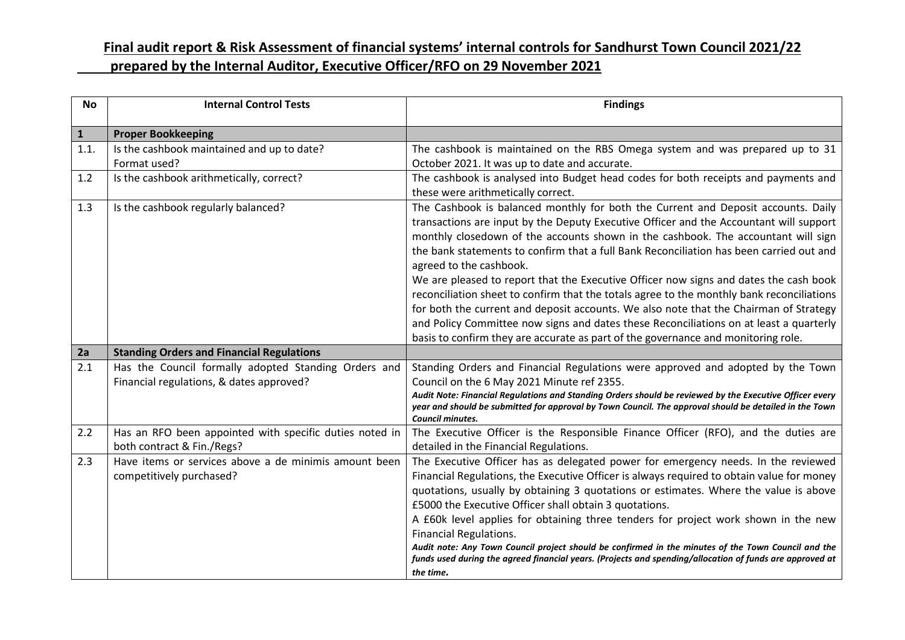# Final audit report & Risk Assessment of financial systems' internal controls for Sandhurst Town Council 2021/22 prepared by the Internal Auditor, Executive Officer/RFO on 29 November 2021

| No | Internal Control Tests | Findings |
|---|---|---|
| **1** | **Proper Bookkeeping** | |
| 1.1. | Is the cashbook maintained and up to date? Format used? | The cashbook is maintained on the RBS Omega system and was prepared up to 31 October 2021. It was up to date and accurate. |
| 1.2 | Is the cashbook arithmetically, correct? | The cashbook is analysed into Budget head codes for both receipts and payments and these were arithmetically correct. |
| 1.3 | Is the cashbook regularly balanced? | The Cashbook is balanced monthly for both the Current and Deposit accounts. Daily transactions are input by the Deputy Executive Officer and the Accountant will support monthly closedown of the accounts shown in the cashbook. The accountant will sign the bank statements to confirm that a full Bank Reconciliation has been carried out and agreed to the cashbook.<br>We are pleased to report that the Executive Officer now signs and dates the cash book reconciliation sheet to confirm that the totals agree to the monthly bank reconciliations for both the current and deposit accounts. We also note that the Chairman of Strategy and Policy Committee now signs and dates these Reconciliations on at least a quarterly basis to confirm they are accurate as part of the governance and monitoring role. |
| **2a** | **Standing Orders and Financial Regulations** | |
| 2.1 | Has the Council formally adopted Standing Orders and Financial regulations, & dates approved? | Standing Orders and Financial Regulations were approved and adopted by the Town Council on the 6 May 2021 Minute ref 2355.<br>***Audit Note: Financial Regulations and Standing Orders should be reviewed by the Executive Officer every year and should be submitted for approval by Town Council. The approval should be detailed in the Town Council minutes.*** |
| 2.2 | Has an RFO been appointed with specific duties noted in both contract & Fin./Regs? | The Executive Officer is the Responsible Finance Officer (RFO), and the duties are detailed in the Financial Regulations. |
| 2.3 | Have items or services above a de minimis amount been competitively purchased? | The Executive Officer has delegated power for emergency needs. In the reviewed Financial Regulations, the Executive Officer is always required to obtain value for money quotations, usually by obtaining 3 quotations or estimates. Where the value is above £5000 the Executive Officer shall obtain 3 quotations.<br>A £60k level applies for obtaining three tenders for project work shown in the new Financial Regulations.<br>***Audit note: Any Town Council project should be confirmed in the minutes of the Town Council and the funds used during the agreed financial years. (Projects and spending/allocation of funds are approved at the time.*** |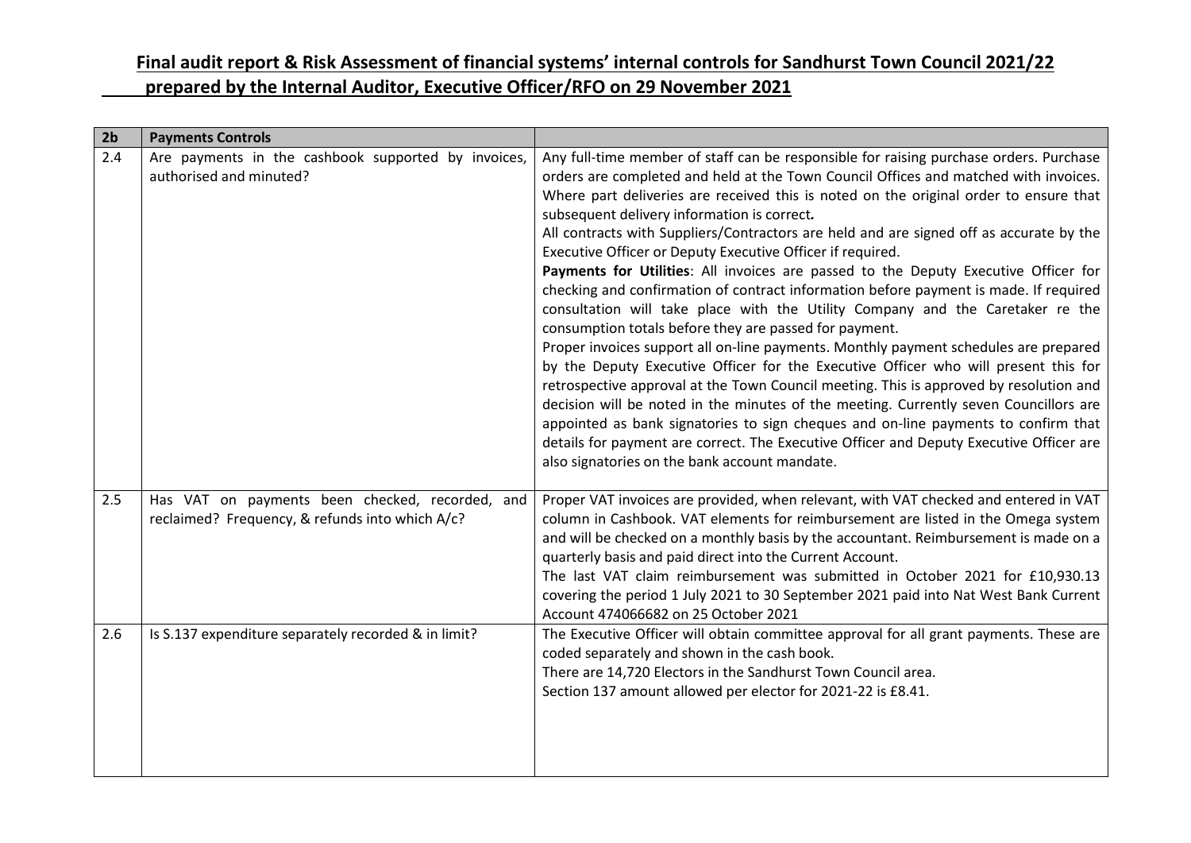**Final audit report & Risk Assessment of financial systems' internal controls for Sandhurst Town Council 2021/22 prepared by the Internal Auditor, Executive Officer/RFO on 29 November 2021**

| 2b | Payments Controls | |
|---|---|---|
| 2.4 | Are payments in the cashbook supported by invoices, authorised and minuted? | Any full-time member of staff can be responsible for raising purchase orders. Purchase orders are completed and held at the Town Council Offices and matched with invoices. Where part deliveries are received this is noted on the original order to ensure that subsequent delivery information is correct*.*<br>All contracts with Suppliers/Contractors are held and are signed off as accurate by the Executive Officer or Deputy Executive Officer if required.<br>**Payments for Utilities**: All invoices are passed to the Deputy Executive Officer for checking and confirmation of contract information before payment is made. If required consultation will take place with the Utility Company and the Caretaker re the consumption totals before they are passed for payment.<br>Proper invoices support all on-line payments. Monthly payment schedules are prepared by the Deputy Executive Officer for the Executive Officer who will present this for retrospective approval at the Town Council meeting. This is approved by resolution and decision will be noted in the minutes of the meeting. Currently seven Councillors are appointed as bank signatories to sign cheques and on-line payments to confirm that details for payment are correct. The Executive Officer and Deputy Executive Officer are also signatories on the bank account mandate. |
| 2.5 | Has VAT on payments been checked, recorded, and reclaimed? Frequency, & refunds into which A/c? | Proper VAT invoices are provided, when relevant, with VAT checked and entered in VAT column in Cashbook. VAT elements for reimbursement are listed in the Omega system and will be checked on a monthly basis by the accountant. Reimbursement is made on a quarterly basis and paid direct into the Current Account.<br>The last VAT claim reimbursement was submitted in October 2021 for £10,930.13 covering the period 1 July 2021 to 30 September 2021 paid into Nat West Bank Current Account 474066682 on 25 October 2021 |
| 2.6 | Is S.137 expenditure separately recorded & in limit? | The Executive Officer will obtain committee approval for all grant payments. These are coded separately and shown in the cash book.<br>There are 14,720 Electors in the Sandhurst Town Council area.<br>Section 137 amount allowed per elector for 2021-22 is £8.41. |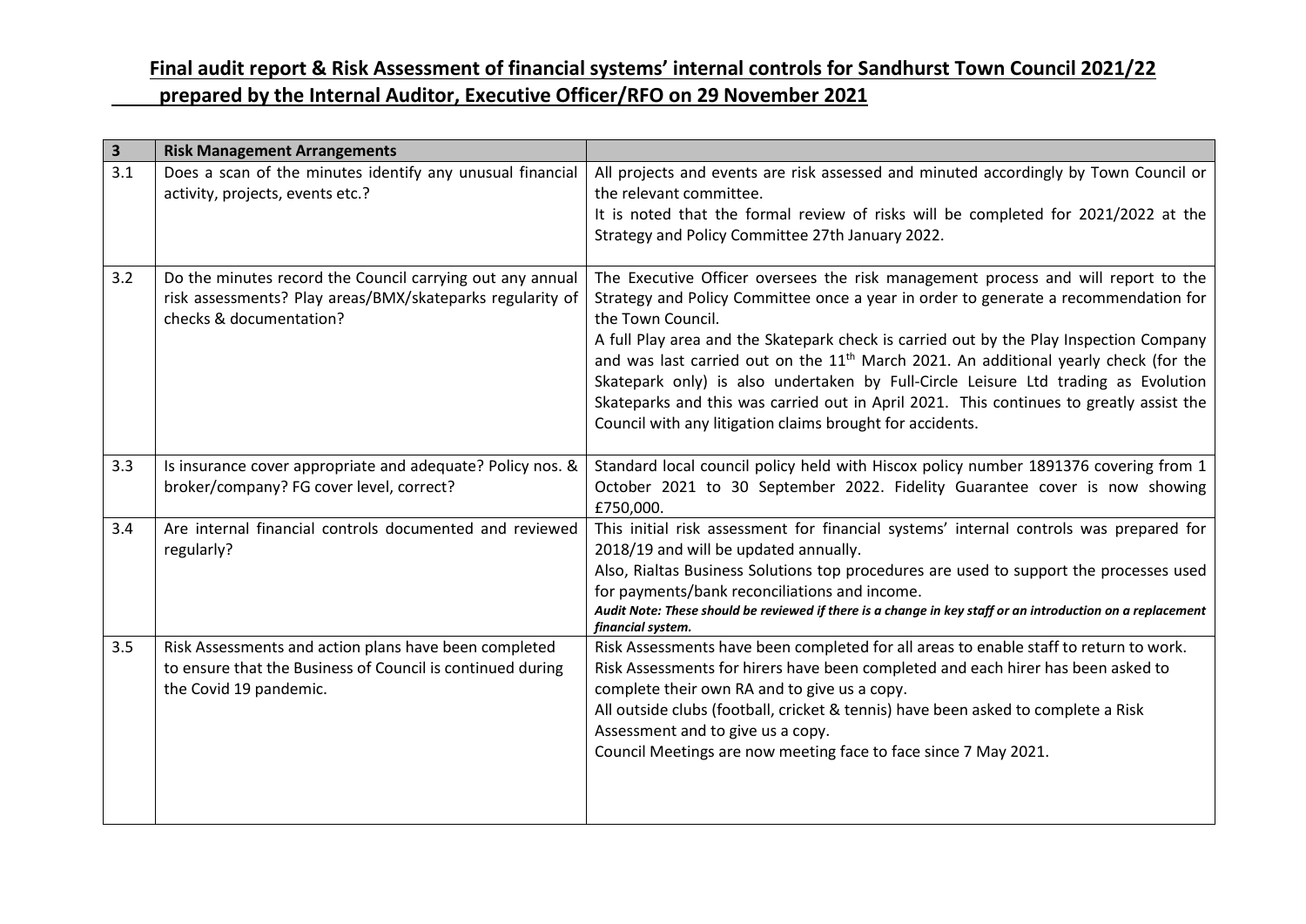**Final audit report & Risk Assessment of financial systems' internal controls for Sandhurst Town Council 2021/22 prepared by the Internal Auditor, Executive Officer/RFO on 29 November 2021**

| **3** | **Risk Management Arrangements** | |
|---|---|---|
| 3.1 | Does a scan of the minutes identify any unusual financial activity, projects, events etc.? | All projects and events are risk assessed and minuted accordingly by Town Council or the relevant committee.<br>It is noted that the formal review of risks will be completed for 2021/2022 at the Strategy and Policy Committee 27th January 2022. |
| 3.2 | Do the minutes record the Council carrying out any annual risk assessments? Play areas/BMX/skateparks regularity of checks & documentation? | The Executive Officer oversees the risk management process and will report to the Strategy and Policy Committee once a year in order to generate a recommendation for the Town Council.<br>A full Play area and the Skatepark check is carried out by the Play Inspection Company and was last carried out on the 11th March 2021. An additional yearly check (for the Skatepark only) is also undertaken by Full-Circle Leisure Ltd trading as Evolution Skateparks and this was carried out in April 2021. This continues to greatly assist the Council with any litigation claims brought for accidents. |
| 3.3 | Is insurance cover appropriate and adequate? Policy nos. & broker/company? FG cover level, correct? | Standard local council policy held with Hiscox policy number 1891376 covering from 1 October 2021 to 30 September 2022. Fidelity Guarantee cover is now showing £750,000. |
| 3.4 | Are internal financial controls documented and reviewed regularly? | This initial risk assessment for financial systems' internal controls was prepared for 2018/19 and will be updated annually.<br>Also, Rialtas Business Solutions top procedures are used to support the processes used for payments/bank reconciliations and income.<br>***Audit Note: These should be reviewed if there is a change in key staff or an introduction on a replacement financial system.*** |
| 3.5 | Risk Assessments and action plans have been completed to ensure that the Business of Council is continued during the Covid 19 pandemic. | Risk Assessments have been completed for all areas to enable staff to return to work.<br>Risk Assessments for hirers have been completed and each hirer has been asked to complete their own RA and to give us a copy.<br>All outside clubs (football, cricket & tennis) have been asked to complete a Risk Assessment and to give us a copy.<br>Council Meetings are now meeting face to face since 7 May 2021. |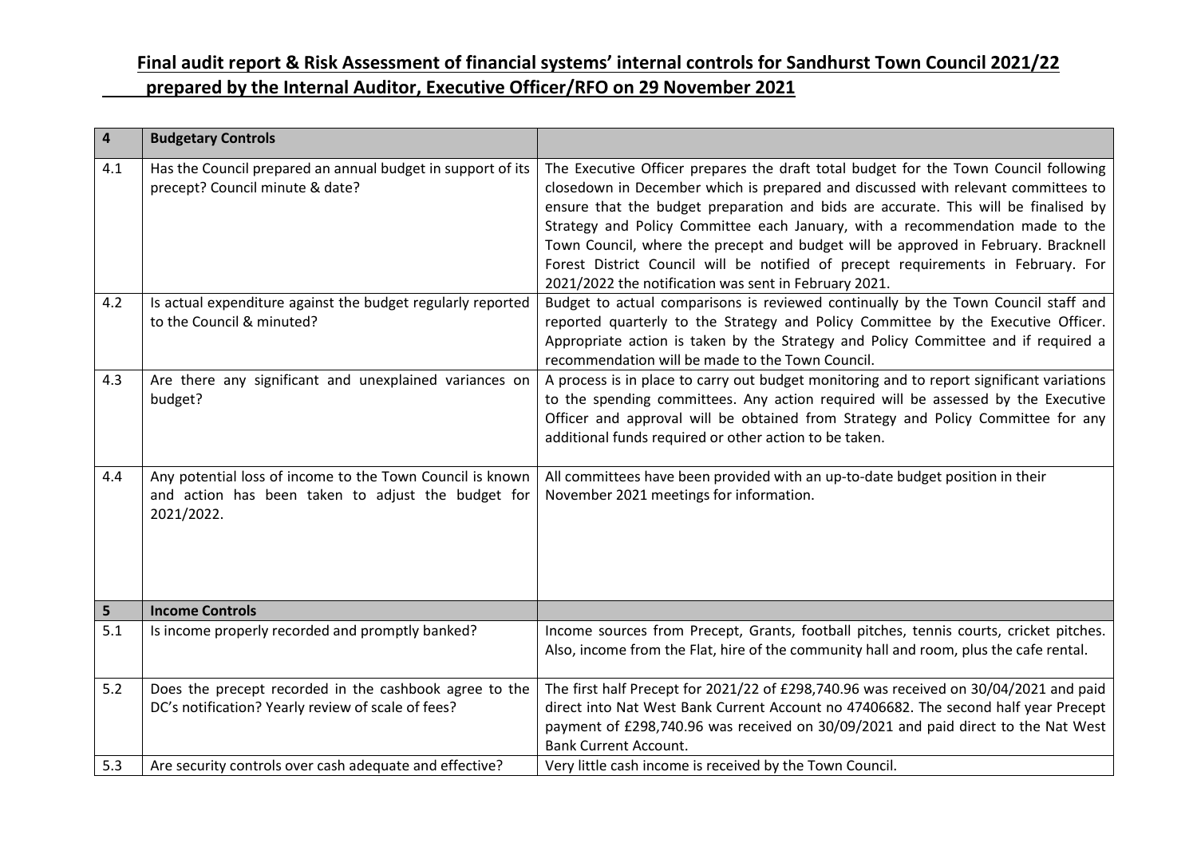**Final audit report & Risk Assessment of financial systems' internal controls for Sandhurst Town Council 2021/22 prepared by the Internal Auditor, Executive Officer/RFO on 29 November 2021**

| **4** | **Budgetary Controls** | |
|---|---|---|
| 4.1 | Has the Council prepared an annual budget in support of its precept? Council minute & date? | The Executive Officer prepares the draft total budget for the Town Council following closedown in December which is prepared and discussed with relevant committees to ensure that the budget preparation and bids are accurate. This will be finalised by Strategy and Policy Committee each January, with a recommendation made to the Town Council, where the precept and budget will be approved in February. Bracknell Forest District Council will be notified of precept requirements in February. For 2021/2022 the notification was sent in February 2021. |
| 4.2 | Is actual expenditure against the budget regularly reported to the Council & minuted? | Budget to actual comparisons is reviewed continually by the Town Council staff and reported quarterly to the Strategy and Policy Committee by the Executive Officer. Appropriate action is taken by the Strategy and Policy Committee and if required a recommendation will be made to the Town Council. |
| 4.3 | Are there any significant and unexplained variances on budget? | A process is in place to carry out budget monitoring and to report significant variations to the spending committees. Any action required will be assessed by the Executive Officer and approval will be obtained from Strategy and Policy Committee for any additional funds required or other action to be taken. |
| 4.4 | Any potential loss of income to the Town Council is known and action has been taken to adjust the budget for 2021/2022. | All committees have been provided with an up-to-date budget position in their November 2021 meetings for information. |
| **5** | **Income Controls** | |
| 5.1 | Is income properly recorded and promptly banked? | Income sources from Precept, Grants, football pitches, tennis courts, cricket pitches. Also, income from the Flat, hire of the community hall and room, plus the cafe rental. |
| 5.2 | Does the precept recorded in the cashbook agree to the DC's notification? Yearly review of scale of fees? | The first half Precept for 2021/22 of £298,740.96 was received on 30/04/2021 and paid direct into Nat West Bank Current Account no 47406682. The second half year Precept payment of £298,740.96 was received on 30/09/2021 and paid direct to the Nat West Bank Current Account. |
| 5.3 | Are security controls over cash adequate and effective? | Very little cash income is received by the Town Council. |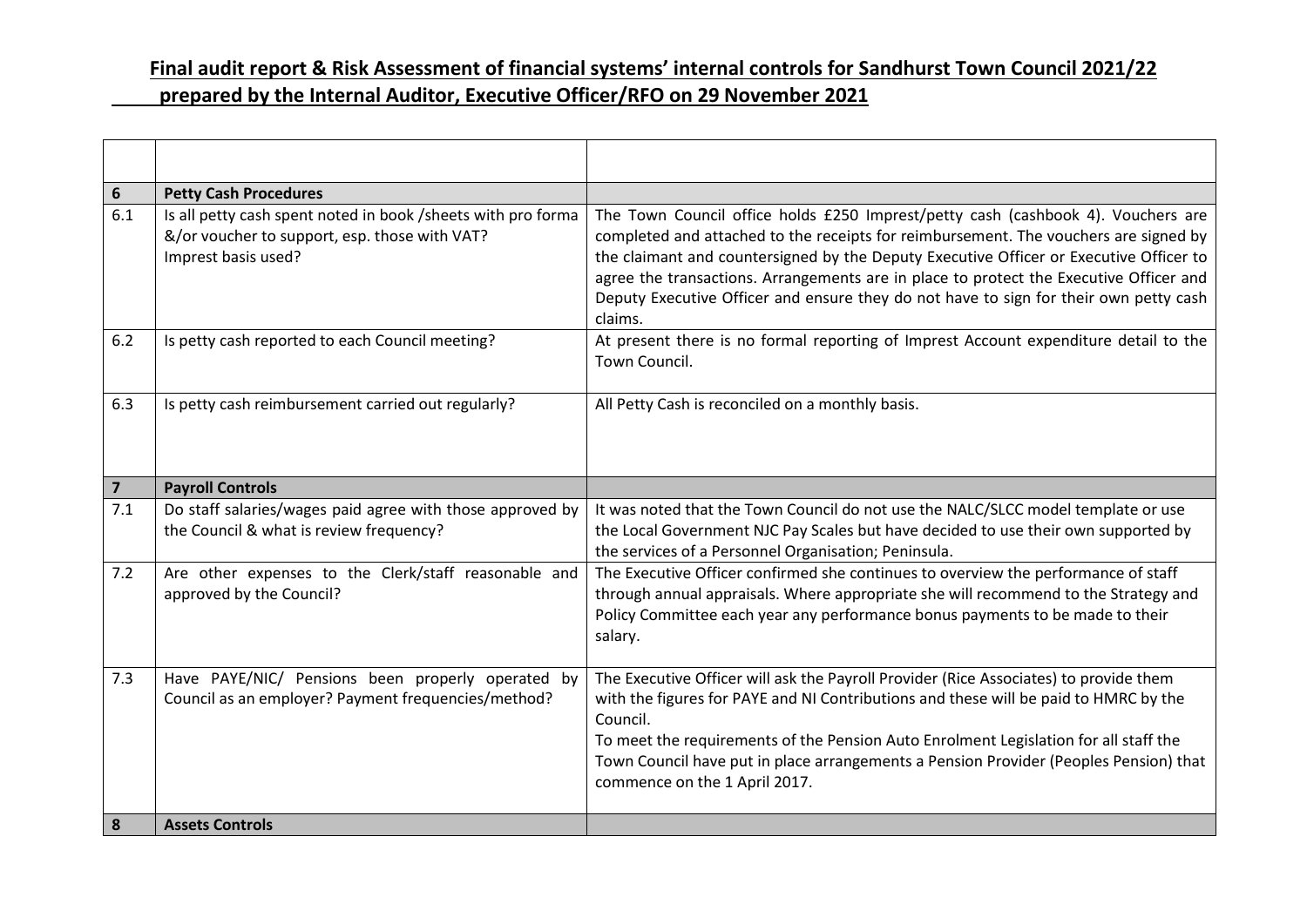**Final audit report & Risk Assessment of financial systems' internal controls for Sandhurst Town Council 2021/22 prepared by the Internal Auditor, Executive Officer/RFO on 29 November 2021**

| | | |
|---|---|---|
| **6** | **Petty Cash Procedures** | |
| 6.1 | Is all petty cash spent noted in book /sheets with pro forma &/or voucher to support, esp. those with VAT? Imprest basis used? | The Town Council office holds £250 Imprest/petty cash (cashbook 4). Vouchers are completed and attached to the receipts for reimbursement. The vouchers are signed by the claimant and countersigned by the Deputy Executive Officer or Executive Officer to agree the transactions. Arrangements are in place to protect the Executive Officer and Deputy Executive Officer and ensure they do not have to sign for their own petty cash claims. |
| 6.2 | Is petty cash reported to each Council meeting? | At present there is no formal reporting of Imprest Account expenditure detail to the Town Council. |
| 6.3 | Is petty cash reimbursement carried out regularly? | All Petty Cash is reconciled on a monthly basis. |
| **7** | **Payroll Controls** | |
| 7.1 | Do staff salaries/wages paid agree with those approved by the Council & what is review frequency? | It was noted that the Town Council do not use the NALC/SLCC model template or use the Local Government NJC Pay Scales but have decided to use their own supported by the services of a Personnel Organisation; Peninsula. |
| 7.2 | Are other expenses to the Clerk/staff reasonable and approved by the Council? | The Executive Officer confirmed she continues to overview the performance of staff through annual appraisals. Where appropriate she will recommend to the Strategy and Policy Committee each year any performance bonus payments to be made to their salary. |
| 7.3 | Have PAYE/NIC/ Pensions been properly operated by Council as an employer? Payment frequencies/method? | The Executive Officer will ask the Payroll Provider (Rice Associates) to provide them with the figures for PAYE and NI Contributions and these will be paid to HMRC by the Council.<br>To meet the requirements of the Pension Auto Enrolment Legislation for all staff the Town Council have put in place arrangements a Pension Provider (Peoples Pension) that commence on the 1 April 2017. |
| **8** | **Assets Controls** | |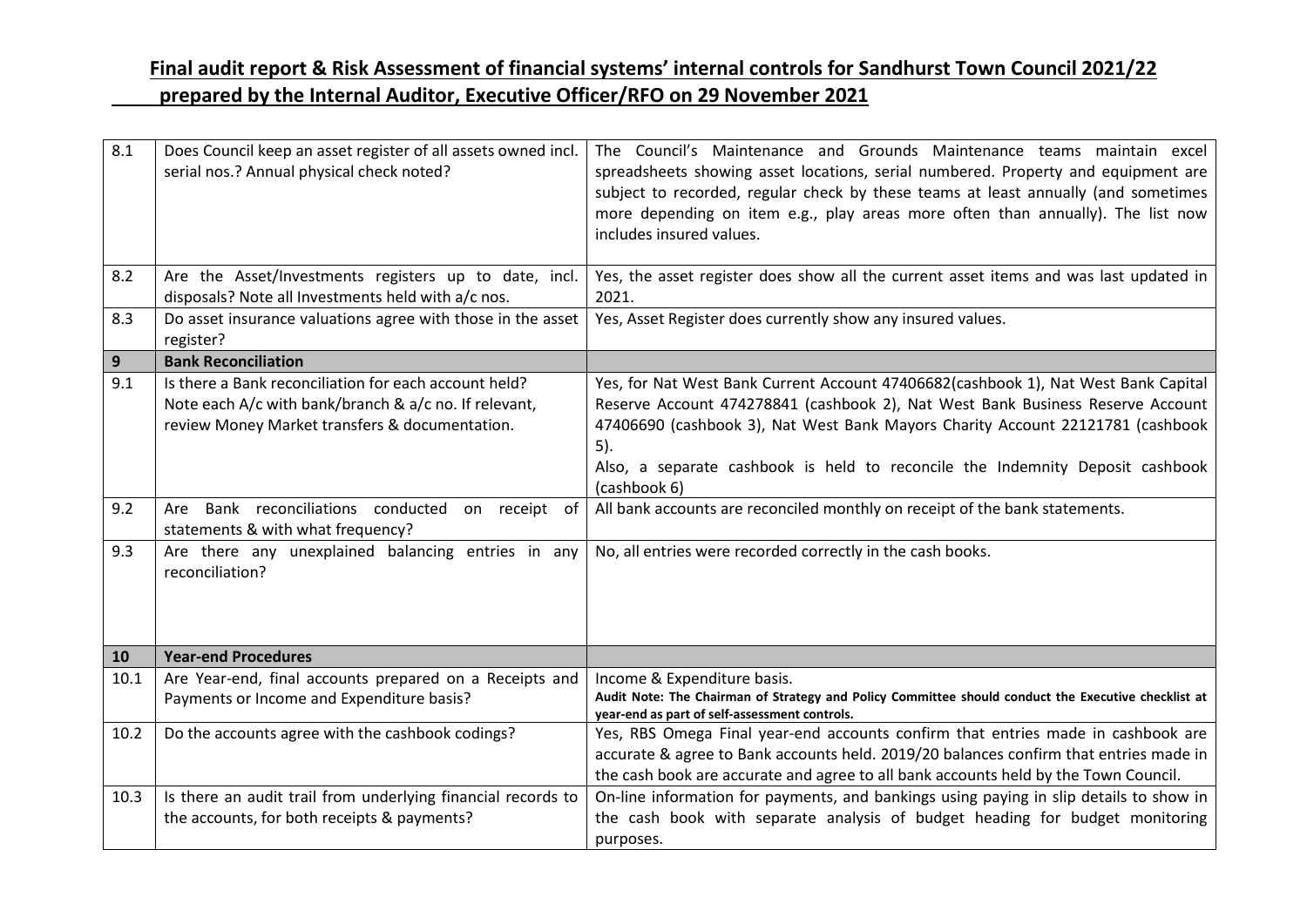**Final audit report & Risk Assessment of financial systems' internal controls for Sandhurst Town Council 2021/22 prepared by the Internal Auditor, Executive Officer/RFO on 29 November 2021**

| | | |
|---|---|---|
| 8.1 | Does Council keep an asset register of all assets owned incl. serial nos.? Annual physical check noted? | The Council's Maintenance and Grounds Maintenance teams maintain excel spreadsheets showing asset locations, serial numbered. Property and equipment are subject to recorded, regular check by these teams at least annually (and sometimes more depending on item e.g., play areas more often than annually). The list now includes insured values. |
| 8.2 | Are the Asset/Investments registers up to date, incl. disposals? Note all Investments held with a/c nos. | Yes, the asset register does show all the current asset items and was last updated in 2021. |
| 8.3 | Do asset insurance valuations agree with those in the asset register? | Yes, Asset Register does currently show any insured values. |
| **9** | **Bank Reconciliation** | |
| 9.1 | Is there a Bank reconciliation for each account held? Note each A/c with bank/branch & a/c no. If relevant, review Money Market transfers & documentation. | Yes, for Nat West Bank Current Account 47406682(cashbook 1), Nat West Bank Capital Reserve Account 474278841 (cashbook 2), Nat West Bank Business Reserve Account 47406690 (cashbook 3), Nat West Bank Mayors Charity Account 22121781 (cashbook 5).<br>Also, a separate cashbook is held to reconcile the Indemnity Deposit cashbook (cashbook 6) |
| 9.2 | Are Bank reconciliations conducted on receipt of statements & with what frequency? | All bank accounts are reconciled monthly on receipt of the bank statements. |
| 9.3 | Are there any unexplained balancing entries in any reconciliation? | No, all entries were recorded correctly in the cash books. |
| **10** | **Year-end Procedures** | |
| 10.1 | Are Year-end, final accounts prepared on a Receipts and Payments or Income and Expenditure basis? | Income & Expenditure basis.<br>**Audit Note: The Chairman of Strategy and Policy Committee should conduct the Executive checklist at year-end as part of self-assessment controls.** |
| 10.2 | Do the accounts agree with the cashbook codings? | Yes, RBS Omega Final year-end accounts confirm that entries made in cashbook are accurate & agree to Bank accounts held. 2019/20 balances confirm that entries made in the cash book are accurate and agree to all bank accounts held by the Town Council. |
| 10.3 | Is there an audit trail from underlying financial records to the accounts, for both receipts & payments? | On-line information for payments, and bankings using paying in slip details to show in the cash book with separate analysis of budget heading for budget monitoring purposes. |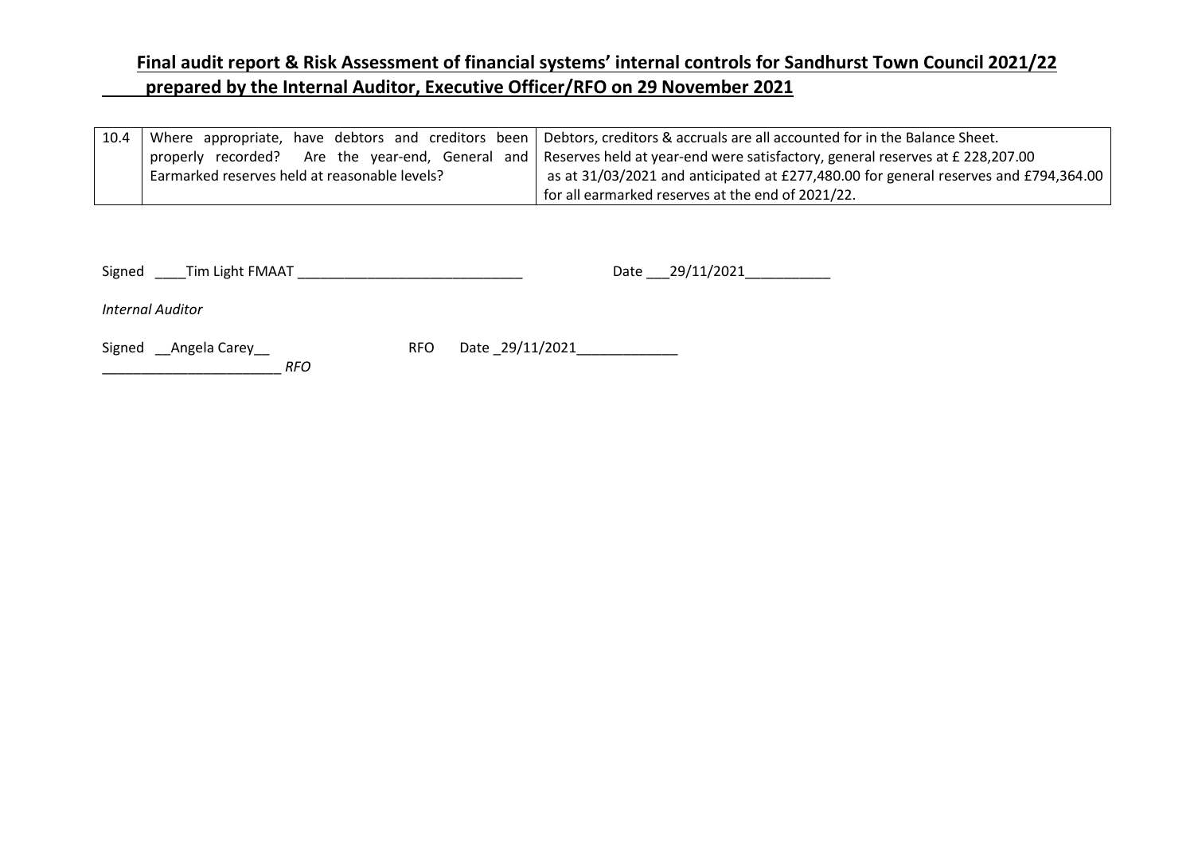**Final audit report & Risk Assessment of financial systems' internal controls for Sandhurst Town Council 2021/22 prepared by the Internal Auditor, Executive Officer/RFO on 29 November 2021**

| | | |
|---|---|---|
| 10.4 | Where appropriate, have debtors and creditors been properly recorded? Are the year-end, General and Earmarked reserves held at reasonable levels? | Debtors, creditors & accruals are all accounted for in the Balance Sheet. Reserves held at year-end were satisfactory, general reserves at £ 228,207.00 as at 31/03/2021 and anticipated at £277,480.00 for general reserves and £794,364.00 for all earmarked reserves at the end of 2021/22. |

Signed ____Tim Light FMAAT ______________________________ Date ___29/11/2021___________

*Internal Auditor*

Signed __Angela Carey__ RFO Date _29/11/2021_____________

________________________ *RFO*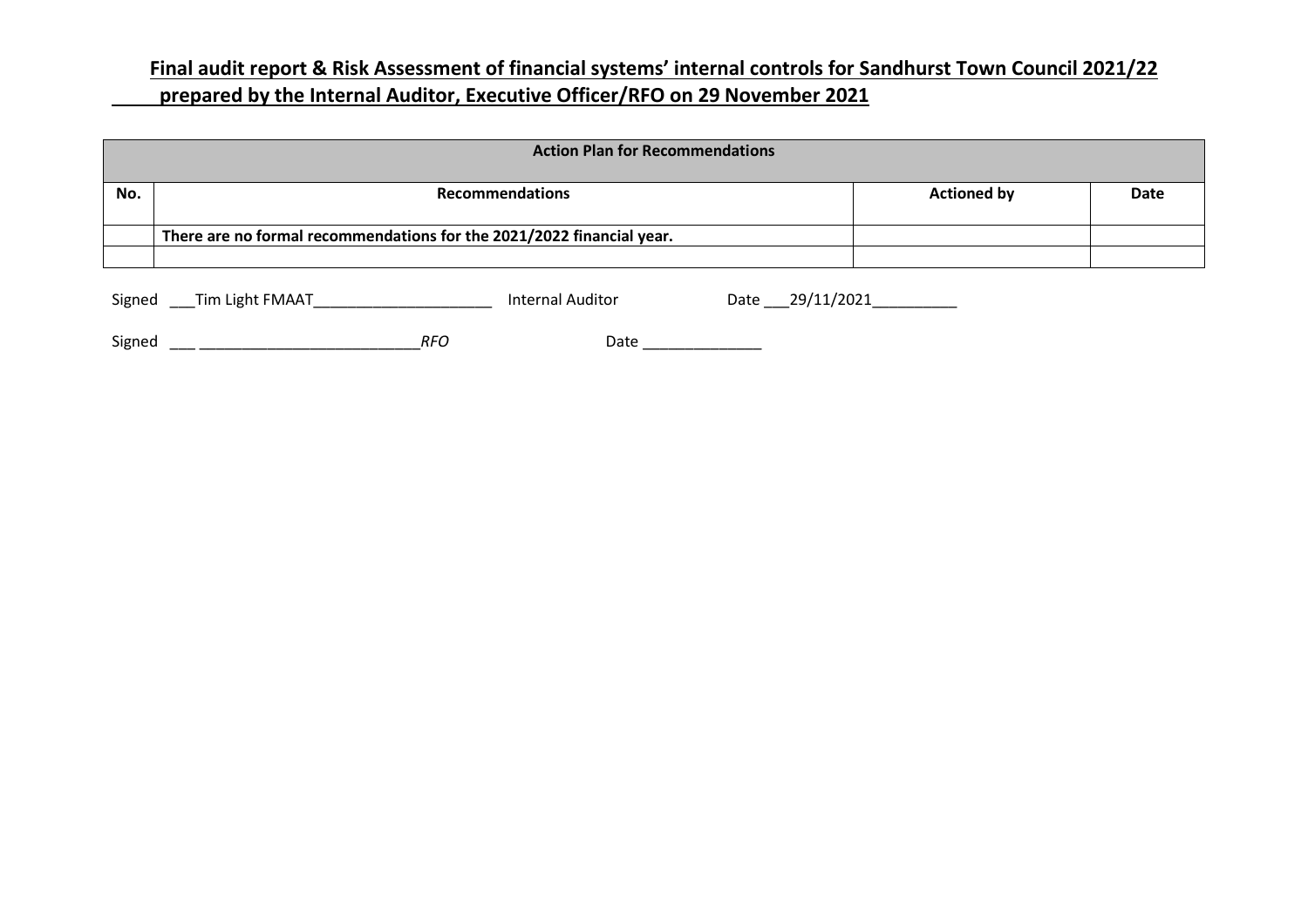**Final audit report & Risk Assessment of financial systems' internal controls for Sandhurst Town Council 2021/22 prepared by the Internal Auditor, Executive Officer/RFO on 29 November 2021**

| Action Plan for Recommendations | | | |
|---|---|---|---|
| **No.** | **Recommendations** | **Actioned by** | **Date** |
| | **There are no formal recommendations for the 2021/2022 financial year.** | | |
| | | | |

Signed ___Tim Light FMAAT_____________________ Internal Auditor Date ___29/11/2021__________

Signed ___ __________________________*RFO* Date ______________